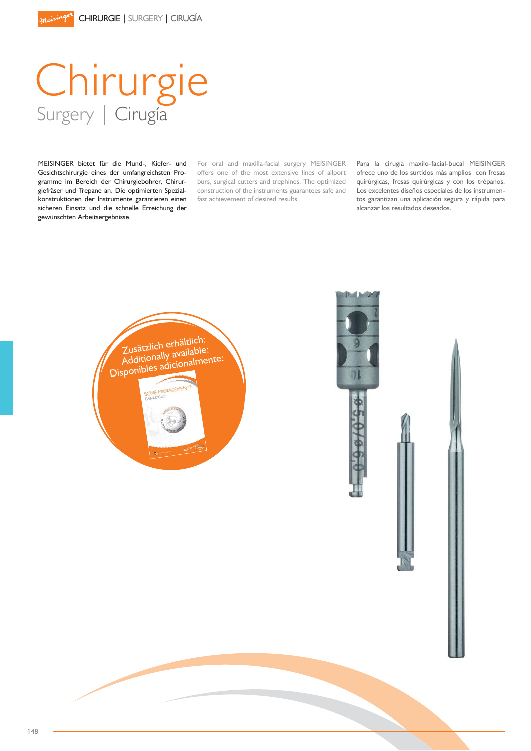# Chirurgie

## Surgery | Cirugía

MEISINGER bietet für die Mund-, Kiefer- und Gesichtschirurgie eines der umfangreichsten Programme im Bereich der Chirurgiebohrer, Chirurgiefräser und Trepane an. Die optimierten Spezialkonstruktionen der Instrumente garantieren einen sicheren Einsatz und die schnelle Erreichung der gewünschten Arbeitsergebnisse.

For oral and maxilla-facial surgery MEISINGER offers one of the most extensive lines of allport burs, surgical cutters and trephines. The optimized construction of the instruments guarantees safe and fast achievement of desired results.

Para la cirugía maxilo-facial-bucal MEISINGER ofrece uno de los surtidos más amplios con fresas quirúrgicas, fresas quirúrgicas y con los trépanos. Los excelentes diseños especiales de los instrumentos garantizan una aplicación segura y rápida para alcanzar los resultados deseados.

Zusätzlich erhältlich:
Additionally available:
Disponibles adicionalmente:

BONE MANAGEMENT® CATALOGUE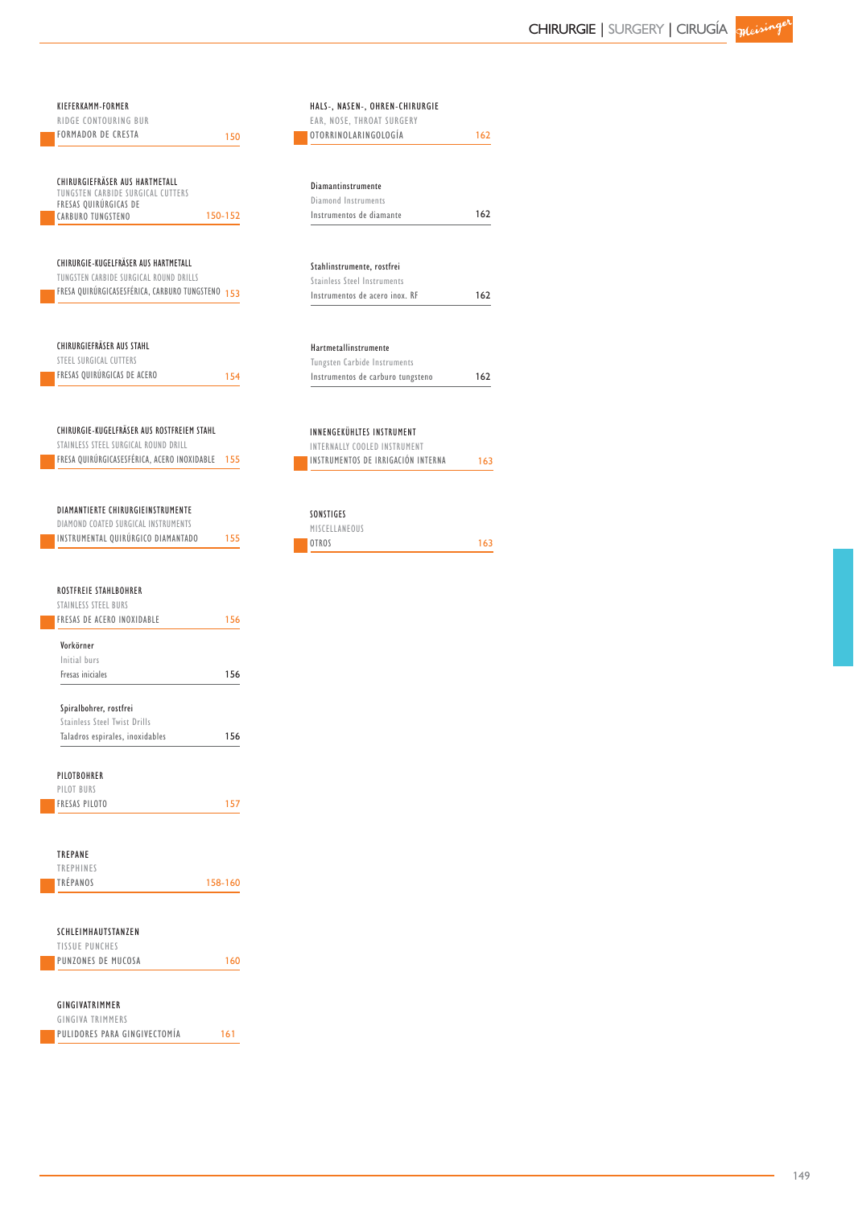KIEFERKAMM-FORMER
RIDGE CONTOURING BUR
FORMADOR DE CRESTA — 150

CHIRURGIEFRÄSER AUS HARTMETALL
TUNGSTEN CARBIDE SURGICAL CUTTERS
FRESAS QUIRÚRGICAS DE CARBURO TUNGSTENO — 150-152

CHIRURGIE-KUGELFRÄSER AUS HARTMETALL
TUNGSTEN CARBIDE SURGICAL ROUND DRILLS
FRESA QUIRÚRGICASESFÉRICA, CARBURO TUNGSTENO — 153

CHIRURGIEFRÄSER AUS STAHL
STEEL SURGICAL CUTTERS
FRESAS QUIRÚRGICAS DE ACERO — 154

CHIRURGIE-KUGELFRÄSER AUS ROSTFREIEM STAHL
STAINLESS STEEL SURGICAL ROUND DRILL
FRESA QUIRÚRGICASESFÉRICA, ACERO INOXIDABLE — 155

DIAMANTIERTE CHIRURGIEINSTRUMENTE
DIAMOND COATED SURGICAL INSTRUMENTS
INSTRUMENTAL QUIRÚRGICO DIAMANTADO — 155

ROSTFREIE STAHLBOHRER
STAINLESS STEEL BURS
FRESAS DE ACERO INOXIDABLE — 156

Vorkörner
Initial burs
Fresas iniciales — 156

Spiralbohrer, rostfrei
Stainless Steel Twist Drills
Taladros espirales, inoxidables — 156

PILOTBOHRER
PILOT BURS
FRESAS PILOTO — 157

TREPANE
TREPHINES
TRÉPANOS — 158-160

SCHLEIMHAUTSTANZEN
TISSUE PUNCHES
PUNZONES DE MUCOSA — 160

GINGIVATRIMMER
GINGIVA TRIMMERS
PULIDORES PARA GINGIVECTOMÍA — 161

HALS-, NASEN-, OHREN-CHIRURGIE
EAR, NOSE, THROAT SURGERY
OTORRINOLARINGOLOGÍA — 162

Diamantinstrumente
Diamond Instruments
Instrumentos de diamante — 162

Stahlinstrumente, rostfrei
Stainless Steel Instruments
Instrumentos de acero inox. RF — 162

Hartmetallinstrumente
Tungsten Carbide Instruments
Instrumentos de carburo tungsteno — 162

INNENGEKÜHLTES INSTRUMENT
INTERNALLY COOLED INSTRUMENT
INSTRUMENTOS DE IRRIGACIÓN INTERNA — 163

SONSTIGES
MISCELLANEOUS
OTROS — 163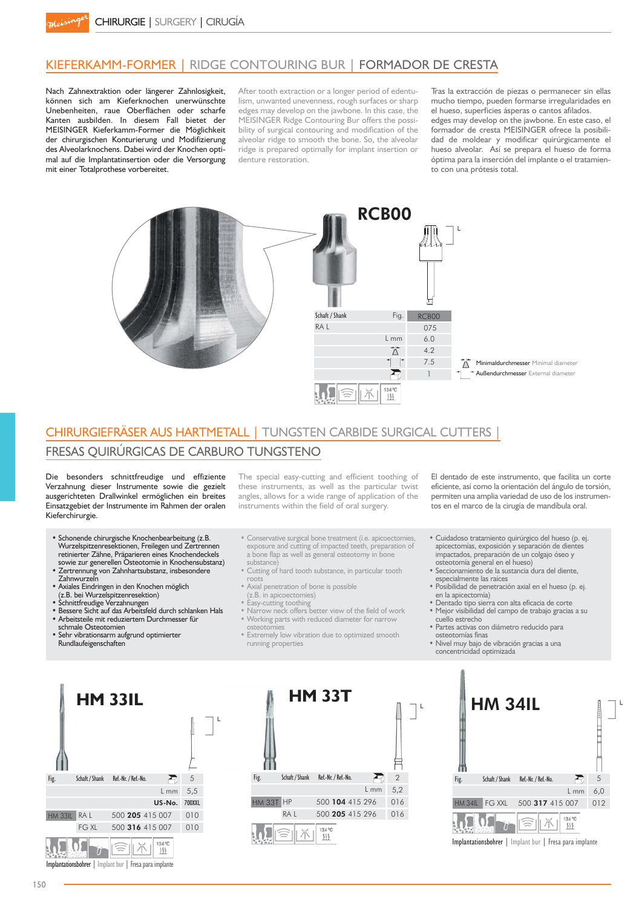# KIEFERKAMM-FORMER | RIDGE CONTOURING BUR | FORMADOR DE CRESTA

Nach Zahnextraktion oder längerer Zahnlosigkeit, können sich am Kieferknochen unerwünschte Unebenheiten, raue Oberflächen oder scharfe Kanten ausbilden. In diesem Fall bietet der MEISINGER Kieferkamm-Former die Möglichkeit der chirurgischen Konturierung und Modifizierung des Alveolarknochens. Dabei wird der Knochen optimal auf die Implantatinsertion oder die Versorgung mit einer Totalprothese vorbereitet.

After tooth extraction or a longer period of edentulism, unwanted unevenness, rough surfaces or sharp edges may develop on the jawbone. In this case, the MEISINGER Ridge Contouring Bur offers the possibility of surgical contouring and modification of the alveolar ridge to smooth the bone. So, the alveolar ridge is prepared optimally for implant insertion or denture restoration.

Tras la extracción de piezas o permanecer sin ellas mucho tiempo, pueden formarse irregularidades en el hueso, superficies ásperas o cantos afilados. edges may develop on the jawbone. En este caso, el formador de cresta MEISINGER ofrece la posibilidad de moldear y modificar quirúrgicamente el hueso alveolar. Así se prepara el hueso de forma óptima para la inserción del implante o el tratamiento con una prótesis total.

## RCB00

| Schaft / Shank | Fig. | RCB00 |
|---|---|---|
| RA L | | 075 |
| | L mm | 6.0 |
| | Minimaldurchmesser | 4.2 |
| | Außendurchmesser | 7.5 |
| | | 1 |

Minimaldurchmesser Minimal diameter
Außendurchmesser External diameter

134 °C

# CHIRURGIEFRÄSER AUS HARTMETALL | TUNGSTEN CARBIDE SURGICAL CUTTERS | FRESAS QUIRÚRGICAS DE CARBURO TUNGSTENO

Die besonders schnittfreudige und effiziente Verzahnung dieser Instrumente sowie die gezielt ausgerichteten Drallwinkel ermöglichen ein breites Einsatzgebiet der Instrumente im Rahmen der oralen Kieferchirurgie.

The special easy-cutting and efficient toothing of these instruments, as well as the particular twist angles, allows for a wide range of application of the instruments within the field of oral surgery.

El dentado de este instrumento, que facilita un corte eficiente, así como la orientación del ángulo de torsión, permiten una amplia variedad de uso de los instrumentos en el marco de la cirugía de mandíbula oral.

- Schonende chirurgische Knochenbearbeitung (z.B. Wurzelspitzenresektionen, Freilegen und Zertrennen retinierter Zähne, Präparieren eines Knochendeckels sowie zur generellen Osteotomie in Knochensubstanz)
- Zertrennung von Zahnhartsubstanz, insbesondere Zahnwurzeln
- Axiales Eindringen in den Knochen möglich (z.B. bei Wurzelspitzenresektion)
- Schnittfreudige Verzahnungen
- Bessere Sicht auf das Arbeitsfeld durch schlanken Hals
- Arbeitsteile mit reduziertem Durchmesser für schmale Osteotomien
- Sehr vibrationsarm aufgrund optimierter Rundlaufeigenschaften

- Conservative surgical bone treatment (i.e. apicoectomies, exposure and cutting of impacted teeth, preparation of a bone flap as well as general osteotomy in bone substance)
- Cutting of hard tooth substance, in particular tooth roots
- Axial penetration of bone is possible (z.B. in apicoectomies)
- Easy-cutting toothing
- Narrow neck offers better view of the field of work
- Working parts with reduced diameter for narrow osteotomies
- Extremely low vibration due to optimized smooth running properties

- Cuidadoso tratamiento quirúrgico del hueso (p. ej. apicectomías, exposición y separación de dientes impactados, preparación de un colgajo óseo y osteotomía general en el hueso)
- Seccionamiento de la sustancia dura del diente, especialmente las raíces
- Posibilidad de penetración axial en el hueso (p. ej. en la apicectomía)
- Dentado tipo sierra con alta eficacia de corte
- Mejor visibilidad del campo de trabajo gracias a su cuello estrecho
- Partes activas con diámetro reducido para osteotomías finas
- Nivel muy bajo de vibración gracias a una concentricidad optimizada

## HM 33IL

| Fig. | Schaft / Shank | Ref.-Nr. / Ref.-No. | 5 |
|---|---|---|---|
| | | L mm | 5,5 |
| | | US-No. | 700XXL |
| HM 33IL | RA L | 500 **205** 415 007 | 010 |
| | FG XL | 500 **316** 415 007 | 010 |

134 °C

Implantationsbohrer | Implant bur | Fresa para implante

## HM 33T

| Fig. | Schaft / Shank | Ref.-Nr. / Ref.-No. | 2 |
|---|---|---|---|
| | | L mm | 5,2 |
| HM 33T | HP | 500 **104** 415 296 | 016 |
| | RA L | 500 **205** 415 296 | 016 |

134 °C

## HM 34IL

| Fig. | Schaft / Shank | Ref.-Nr. / Ref.-No. | 5 |
|---|---|---|---|
| | | L mm | 6,0 |
| HM 34IL | FG XXL | 500 **317** 415 007 | 012 |

134 °C

Implantationsbohrer | Implant bur | Fresa para implante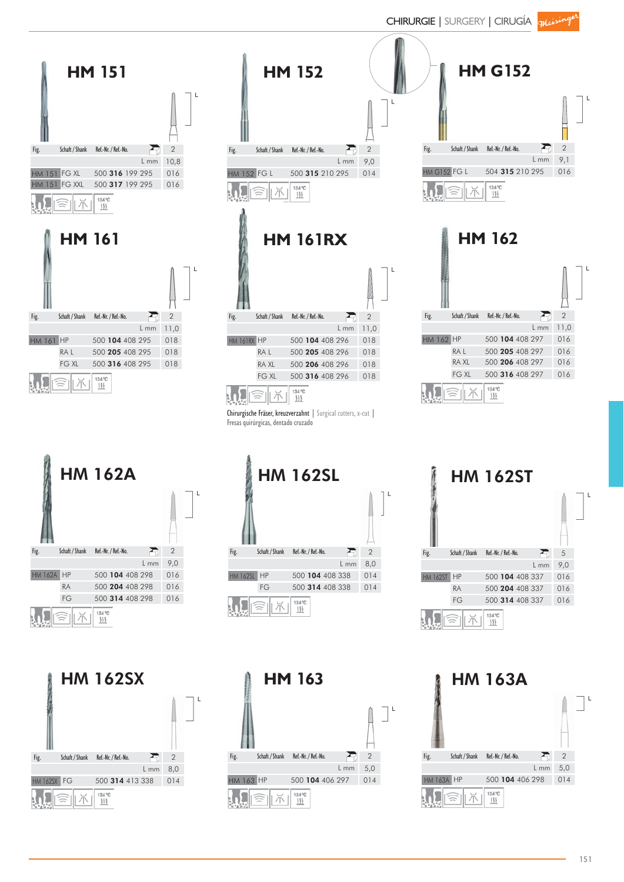CHIRURGIE | SURGERY | CIRUGÍA

## HM 151

| Fig. | Schaft / Shank | Ref.-Nr. / Ref.-No. | 2 |
|---|---|---|---|
| | | L mm | 10,8 |
| HM 151 | FG XL | 500 **316** 199 295 | 016 |
| HM 151 | FG XXL | 500 **317** 199 295 | 016 |

134 °C

## HM 152

| Fig. | Schaft / Shank | Ref.-Nr. / Ref.-No. | 2 |
|---|---|---|---|
| | | L mm | 9,0 |
| HM 152 | FG L | 500 **315** 210 295 | 014 |

134 °C

## HM G152

| Fig. | Schaft / Shank | Ref.-Nr. / Ref.-No. | 2 |
|---|---|---|---|
| | | L mm | 9,1 |
| HM G152 | FG L | 504 **315** 210 295 | 016 |

134 °C

## HM 161

| Fig. | Schaft / Shank | Ref.-Nr. / Ref.-No. | 2 |
|---|---|---|---|
| | | L mm | 11,0 |
| HM 161 | HP | 500 **104** 408 295 | 018 |
| | RA L | 500 **205** 408 295 | 018 |
| | FG XL | 500 **316** 408 295 | 018 |

134 °C

## HM 161RX

| Fig. | Schaft / Shank | Ref.-Nr. / Ref.-No. | 2 |
|---|---|---|---|
| | | L mm | 11,0 |
| HM 161RX | HP | 500 **104** 408 296 | 018 |
| | RA L | 500 **205** 408 296 | 018 |
| | RA XL | 500 **206** 408 296 | 018 |
| | FG XL | 500 **316** 408 296 | 018 |

134 °C

Chirurgische Fräser, kreuzverzahnt | Surgical cutters, x-cut | Fresas quirúrgicas, dentado cruzado

## HM 162

| Fig. | Schaft / Shank | Ref.-Nr. / Ref.-No. | 2 |
|---|---|---|---|
| | | L mm | 11,0 |
| HM 162 | HP | 500 **104** 408 297 | 016 |
| | RA L | 500 **205** 408 297 | 016 |
| | RA XL | 500 **206** 408 297 | 016 |
| | FG XL | 500 **316** 408 297 | 016 |

134 °C

## HM 162A

| Fig. | Schaft / Shank | Ref.-Nr. / Ref.-No. | 2 |
|---|---|---|---|
| | | L mm | 9,0 |
| HM 162A | HP | 500 **104** 408 298 | 016 |
| | RA | 500 **204** 408 298 | 016 |
| | FG | 500 **314** 408 298 | 016 |

134 °C

## HM 162SL

| Fig. | Schaft / Shank | Ref.-Nr. / Ref.-No. | 2 |
|---|---|---|---|
| | | L mm | 8,0 |
| HM 162SL | HP | 500 **104** 408 338 | 014 |
| | FG | 500 **314** 408 338 | 014 |

134 °C

## HM 162ST

| Fig. | Schaft / Shank | Ref.-Nr. / Ref.-No. | 5 |
|---|---|---|---|
| | | L mm | 9,0 |
| HM 162ST | HP | 500 **104** 408 337 | 016 |
| | RA | 500 **204** 408 337 | 016 |
| | FG | 500 **314** 408 337 | 016 |

134 °C

## HM 162SX

| Fig. | Schaft / Shank | Ref.-Nr. / Ref.-No. | 2 |
|---|---|---|---|
| | | L mm | 8,0 |
| HM 162SX | FG | 500 **314** 413 338 | 014 |

134 °C

## HM 163

| Fig. | Schaft / Shank | Ref.-Nr. / Ref.-No. | 2 |
|---|---|---|---|
| | | L mm | 5,0 |
| HM 163 | HP | 500 **104** 406 297 | 014 |

134 °C

## HM 163A

| Fig. | Schaft / Shank | Ref.-Nr. / Ref.-No. | 2 |
|---|---|---|---|
| | | L mm | 5,0 |
| HM 163A | HP | 500 **104** 406 298 | 014 |

134 °C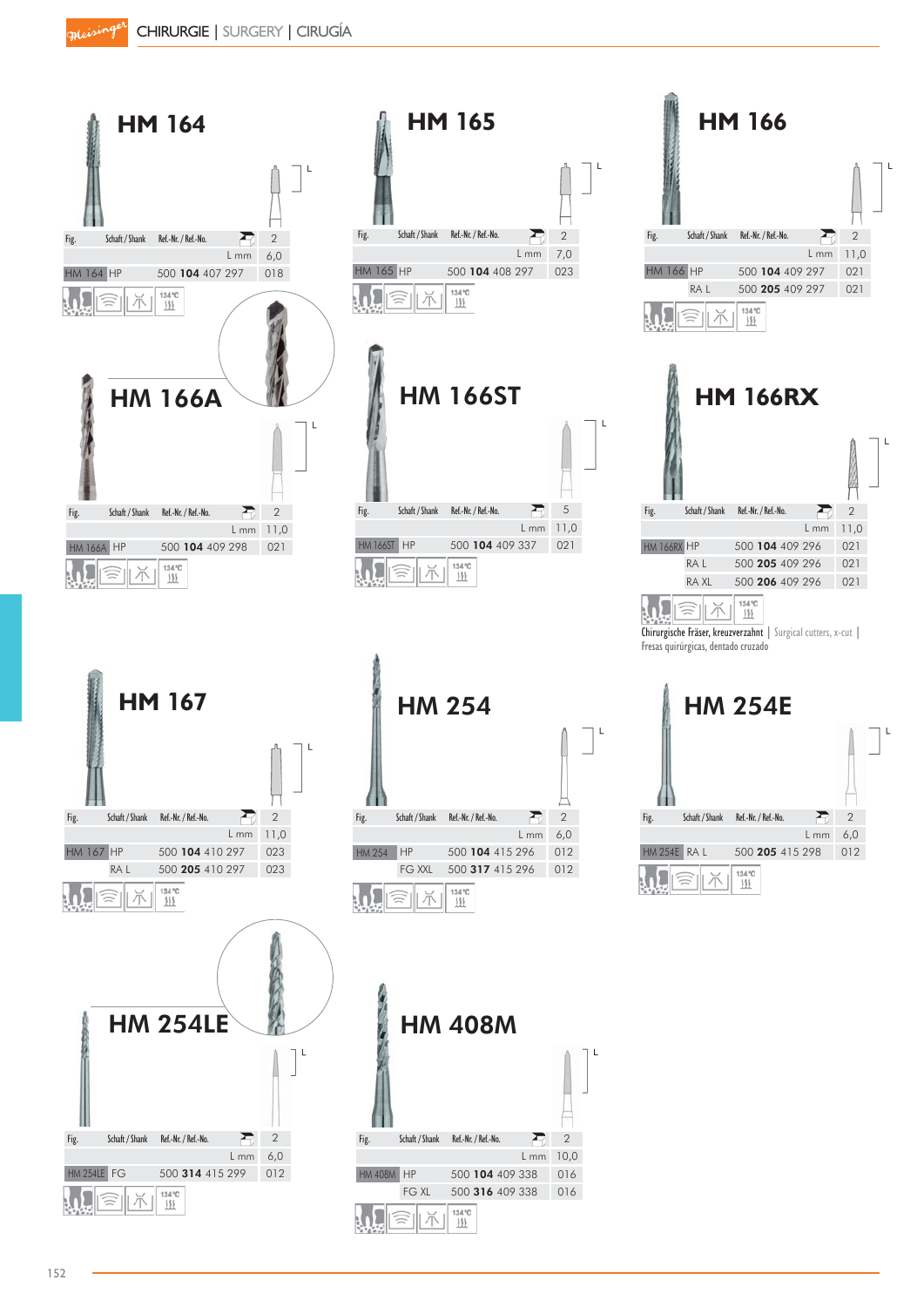## HM 164

| Fig. | Schaft / Shank | Ref.-Nr. / Ref.-No. | 2 |
|---|---|---|---|
| | | L mm | 6,0 |
| HM 164 | HP | 500 **104** 407 297 | 018 |

134 °C

## HM 165

| Fig. | Schaft / Shank | Ref.-Nr. / Ref.-No. | 2 |
|---|---|---|---|
| | | L mm | 7,0 |
| HM 165 | HP | 500 **104** 408 297 | 023 |

134 °C

## HM 166

| Fig. | Schaft / Shank | Ref.-Nr. / Ref.-No. | 2 |
|---|---|---|---|
| | | L mm | 11,0 |
| HM 166 | HP | 500 **104** 409 297 | 021 |
| | RA L | 500 **205** 409 297 | 021 |

134 °C

## HM 166A

| Fig. | Schaft / Shank | Ref.-Nr. / Ref.-No. | 2 |
|---|---|---|---|
| | | L mm | 11,0 |
| HM 166A | HP | 500 **104** 409 298 | 021 |

134 °C

## HM 166ST

| Fig. | Schaft / Shank | Ref.-Nr. / Ref.-No. | 5 |
|---|---|---|---|
| | | L mm | 11,0 |
| HM 166ST | HP | 500 **104** 409 337 | 021 |

134 °C

## HM 166RX

| Fig. | Schaft / Shank | Ref.-Nr. / Ref.-No. | 2 |
|---|---|---|---|
| | | L mm | 11,0 |
| HM 166RX | HP | 500 **104** 409 296 | 021 |
| | RA L | 500 **205** 409 296 | 021 |
| | RA XL | 500 **206** 409 296 | 021 |

134 °C

Chirurgische Fräser, kreuzverzahnt | Surgical cutters, x-cut | Fresas quirúrgicas, dentado cruzado

## HM 167

| Fig. | Schaft / Shank | Ref.-Nr. / Ref.-No. | 2 |
|---|---|---|---|
| | | L mm | 11,0 |
| HM 167 | HP | 500 **104** 410 297 | 023 |
| | RA L | 500 **205** 410 297 | 023 |

134 °C

## HM 254

| Fig. | Schaft / Shank | Ref.-Nr. / Ref.-No. | 2 |
|---|---|---|---|
| | | L mm | 6,0 |
| HM 254 | HP | 500 **104** 415 296 | 012 |
| | FG XXL | 500 **317** 415 296 | 012 |

134 °C

## HM 254E

| Fig. | Schaft / Shank | Ref.-Nr. / Ref.-No. | 2 |
|---|---|---|---|
| | | L mm | 6,0 |
| HM 254E | RA L | 500 **205** 415 298 | 012 |

134 °C

## HM 254LE

| Fig. | Schaft / Shank | Ref.-Nr. / Ref.-No. | 2 |
|---|---|---|---|
| | | L mm | 6,0 |
| HM 254LE | FG | 500 **314** 415 299 | 012 |

134 °C

## HM 408M

| Fig. | Schaft / Shank | Ref.-Nr. / Ref.-No. | 2 |
|---|---|---|---|
| | | L mm | 10,0 |
| HM 408M | HP | 500 **104** 409 338 | 016 |
| | FG XL | 500 **316** 409 338 | 016 |

134 °C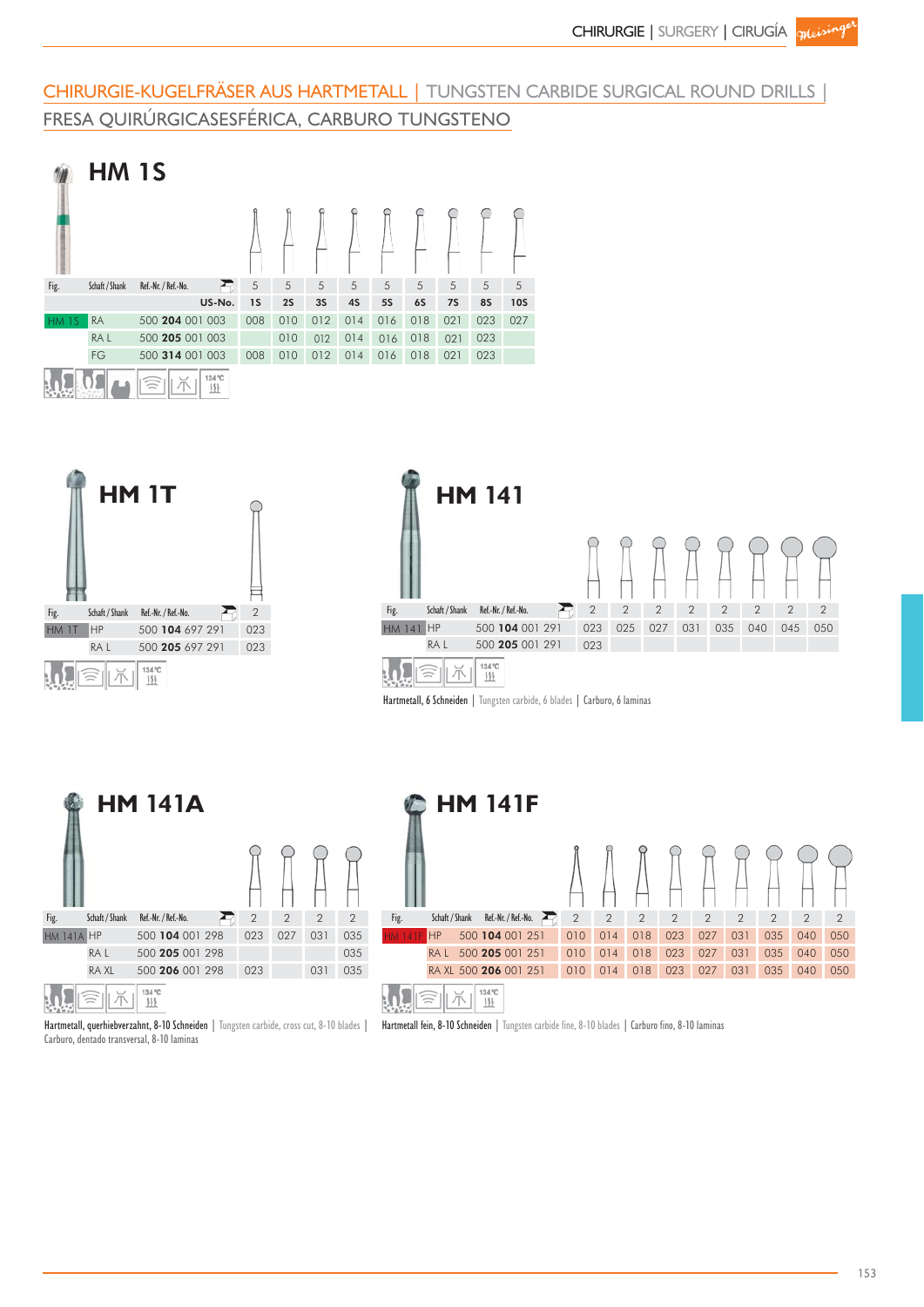## CHIRURGIE-KUGELFRÄSER AUS HARTMETALL | TUNGSTEN CARBIDE SURGICAL ROUND DRILLS | FRESA QUIRÚRGICASESFÉRICA, CARBURO TUNGSTENO

### HM 1S

| Fig. | Schaft / Shank | Ref.-Nr. / Ref.-No. | 5 | 5 | 5 | 5 | 5 | 5 | 5 | 5 | 5 |
|---|---|---|---|---|---|---|---|---|---|---|---|
| | | US-No. | 1S | 2S | 3S | 4S | 5S | 6S | 7S | 8S | 10S |
| HM 1S | RA | 500 **204** 001 003 | 008 | 010 | 012 | 014 | 016 | 018 | 021 | 023 | 027 |
| | RA L | 500 **205** 001 003 | | 010 | 012 | 014 | 016 | 018 | 021 | 023 | |
| | FG | 500 **314** 001 003 | 008 | 010 | 012 | 014 | 016 | 018 | 021 | 023 | |

134 °C

### HM 1T

| Fig. | Schaft / Shank | Ref.-Nr. / Ref.-No. | 2 |
|---|---|---|---|
| HM 1T | HP | 500 **104** 697 291 | 023 |
| | RA L | 500 **205** 697 291 | 023 |

134 °C

### HM 141

| Fig. | Schaft / Shank | Ref.-Nr. / Ref.-No. | 2 | 2 | 2 | 2 | 2 | 2 | 2 | 2 |
|---|---|---|---|---|---|---|---|---|---|---|
| HM 141 | HP | 500 **104** 001 291 | 023 | 025 | 027 | 031 | 035 | 040 | 045 | 050 |
| | RA L | 500 **205** 001 291 | 023 | | | | | | | |

134 °C

Hartmetall, 6 Schneiden | Tungsten carbide, 6 blades | Carburo, 6 laminas

### HM 141A

| Fig. | Schaft / Shank | Ref.-Nr. / Ref.-No. | 2 | 2 | 2 | 2 |
|---|---|---|---|---|---|---|
| HM 141A | HP | 500 **104** 001 298 | 023 | 027 | 031 | 035 |
| | RA L | 500 **205** 001 298 | | | | 035 |
| | RA XL | 500 **206** 001 298 | 023 | | 031 | 035 |

134 °C

Hartmetall, querhiebverzahnt, 8-10 Schneiden | Tungsten carbide, cross cut, 8-10 blades | Carburo, dentado transversal, 8-10 laminas

### HM 141F

| Fig. | Schaft / Shank | Ref.-Nr. / Ref.-No. | 2 | 2 | 2 | 2 | 2 | 2 | 2 | 2 | 2 |
|---|---|---|---|---|---|---|---|---|---|---|---|
| HM 141F | HP | 500 **104** 001 251 | 010 | 014 | 018 | 023 | 027 | 031 | 035 | 040 | 050 |
| | RA L | 500 **205** 001 251 | 010 | 014 | 018 | 023 | 027 | 031 | 035 | 040 | 050 |
| | RA XL | 500 **206** 001 251 | 010 | 014 | 018 | 023 | 027 | 031 | 035 | 040 | 050 |

134 °C

Hartmetall fein, 8-10 Schneiden | Tungsten carbide fine, 8-10 blades | Carburo fino, 8-10 laminas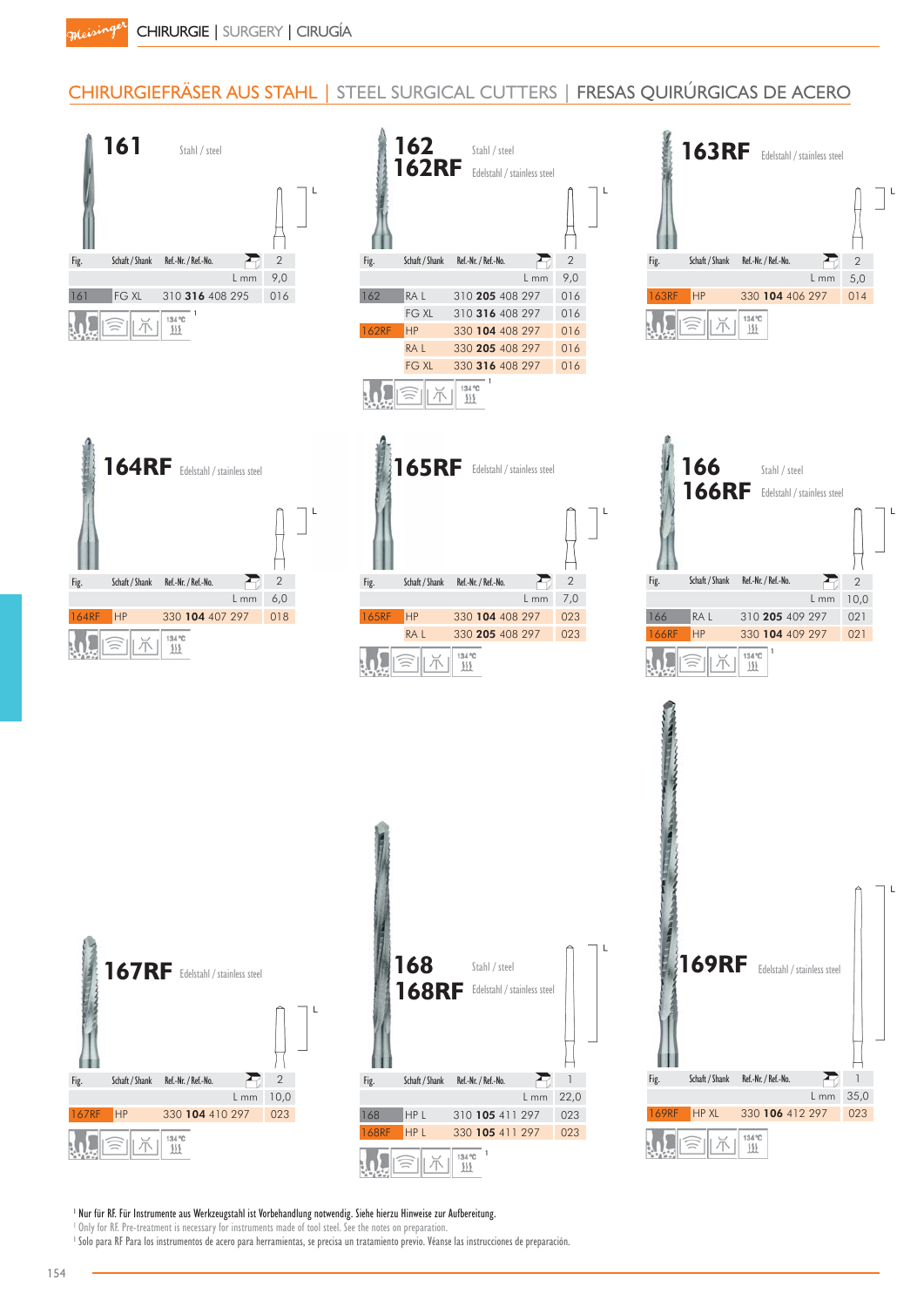# CHIRURGIEFRÄSER AUS STAHL | STEEL SURGICAL CUTTERS | FRESAS QUIRÚRGICAS DE ACERO

## 161

Stahl / steel

| Fig. | Schaft / Shank | Ref.-Nr. / Ref.-No. | 2 |
|---|---|---|---|
| | | L mm | 9,0 |
| 161 | FG XL | 310 **316** 408 295 | 016 |

134 °C [1]

## 162 / 162RF

162: Stahl / steel
162RF: Edelstahl / stainless steel

| Fig. | Schaft / Shank | Ref.-Nr. / Ref.-No. | 2 |
|---|---|---|---|
| | | L mm | 9,0 |
| 162 | RA L | 310 **205** 408 297 | 016 |
| | FG XL | 310 **316** 408 297 | 016 |
| 162RF | HP | 330 **104** 408 297 | 016 |
| | RA L | 330 **205** 408 297 | 016 |
| | FG XL | 330 **316** 408 297 | 016 |

134 °C [1]

## 163RF

Edelstahl / stainless steel

| Fig. | Schaft / Shank | Ref.-Nr. / Ref.-No. | 2 |
|---|---|---|---|
| | | L mm | 5,0 |
| 163RF | HP | 330 **104** 406 297 | 014 |

134 °C

## 164RF

Edelstahl / stainless steel

| Fig. | Schaft / Shank | Ref.-Nr. / Ref.-No. | 2 |
|---|---|---|---|
| | | L mm | 6,0 |
| 164RF | HP | 330 **104** 407 297 | 018 |

134 °C

## 165RF

Edelstahl / stainless steel

| Fig. | Schaft / Shank | Ref.-Nr. / Ref.-No. | 2 |
|---|---|---|---|
| | | L mm | 7,0 |
| 165RF | HP | 330 **104** 408 297 | 023 |
| | RA L | 330 **205** 408 297 | 023 |

134 °C

## 166 / 166RF

166: Stahl / steel
166RF: Edelstahl / stainless steel

| Fig. | Schaft / Shank | Ref.-Nr. / Ref.-No. | 2 |
|---|---|---|---|
| | | L mm | 10,0 |
| 166 | RA L | 310 **205** 409 297 | 021 |
| 166RF | HP | 330 **104** 409 297 | 021 |

134 °C [1]

## 167RF

Edelstahl / stainless steel

| Fig. | Schaft / Shank | Ref.-Nr. / Ref.-No. | 2 |
|---|---|---|---|
| | | L mm | 10,0 |
| 167RF | HP | 330 **104** 410 297 | 023 |

134 °C

## 168 / 168RF

168: Stahl / steel
168RF: Edelstahl / stainless steel

| Fig. | Schaft / Shank | Ref.-Nr. / Ref.-No. | 1 |
|---|---|---|---|
| | | L mm | 22,0 |
| 168 | HP L | 310 **105** 411 297 | 023 |
| 168RF | HP L | 330 **105** 411 297 | 023 |

134 °C [1]

## 169RF

Edelstahl / stainless steel

| Fig. | Schaft / Shank | Ref.-Nr. / Ref.-No. | 1 |
|---|---|---|---|
| | | L mm | 35,0 |
| 169RF | HP XL | 330 **106** 412 297 | 023 |

134 °C

[1] Nur für RF. Für Instrumente aus Werkzeugstahl ist Vorbehandlung notwendig. Siehe hierzu Hinweise zur Aufbereitung.
[1] Only for RF. Pre-treatment is necessary for instruments made of tool steel. See the notes on preparation.
[1] Solo para RF Para los instrumentos de acero para herramientas, se precisa un tratamiento previo. Véanse las instrucciones de preparación.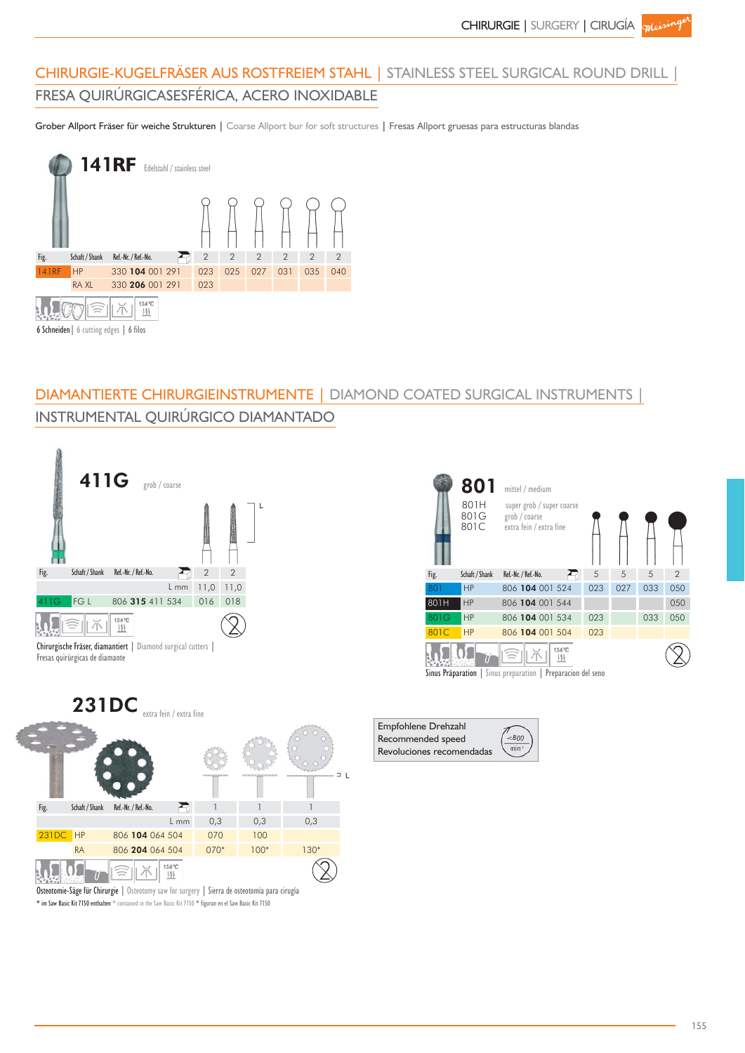## CHIRURGIE-KUGELFRÄSER AUS ROSTFREIEM STAHL | STAINLESS STEEL SURGICAL ROUND DRILL | FRESA QUIRÚRGICASESFÉRICA, ACERO INOXIDABLE

Grober Allport Fräser für weiche Strukturen | Coarse Allport bur for soft structures | Fresas Allport gruesas para estructuras blandas

### 141RF

Edelstahl / stainless steel

| Fig. | Schaft / Shank | Ref.-Nr. / Ref.-No. | 2 | 2 | 2 | 2 | 2 | 2 |
|---|---|---|---|---|---|---|---|---|
| 141RF | HP | 330 **104** 001 291 | 023 | 025 | 027 | 031 | 035 | 040 |
| | RA XL | 330 **206** 001 291 | 023 | | | | | |

6 Schneiden | 6 cutting edges | 6 filos

## DIAMANTIERTE CHIRURGIEINSTRUMENTE | DIAMOND COATED SURGICAL INSTRUMENTS | INSTRUMENTAL QUIRÚRGICO DIAMANTADO

### 411G

grob / coarse

| Fig. | Schaft / Shank | Ref.-Nr. / Ref.-No. | 2 | 2 |
|---|---|---|---|---|
| | | L mm | 11,0 | 11,0 |
| 411G | FG L | 806 **315** 411 534 | 016 | 018 |

Chirurgische Fräser, diamantiert | Diamond surgical cutters | Fresas quirúrgicas de diamante

### 801

801 mittel / medium
801H super grob / super coarse
801G grob / coarse
801C extra fein / extra fine

| Fig. | Schaft / Shank | Ref.-Nr. / Ref.-No. | 5 | 5 | 5 | 2 |
|---|---|---|---|---|---|---|
| 801 | HP | 806 **104** 001 524 | 023 | 027 | 033 | 050 |
| 801H | HP | 806 **104** 001 544 | | | | 050 |
| 801G | HP | 806 **104** 001 534 | 023 | | 033 | 050 |
| 801C | HP | 806 **104** 001 504 | 023 | | | |

Sinus Präparation | Sinus preparation | Preparacion del seno

### 231DC

extra fein / extra fine

| Fig. | Schaft / Shank | Ref.-Nr. / Ref.-No. | 1 | 1 | 1 |
|---|---|---|---|---|---|
| | | L mm | 0,3 | 0,3 | 0,3 |
| 231DC | HP | 806 **104** 064 504 | 070 | 100 | |
| | RA | 806 **204** 064 504 | 070* | 100* | 130* |

Osteotomie-Säge für Chirurgie | Osteotomy saw for surgery | Sierra de osteotomía para cirugía

* im Saw Basic Kit 7150 enthalten * contained in the Saw Basic Kit 7150 * figuran en el Saw Basic Kit 7150

Empfohlene Drehzahl
Recommended speed
Revoluciones recomendadas
<800 min⁻¹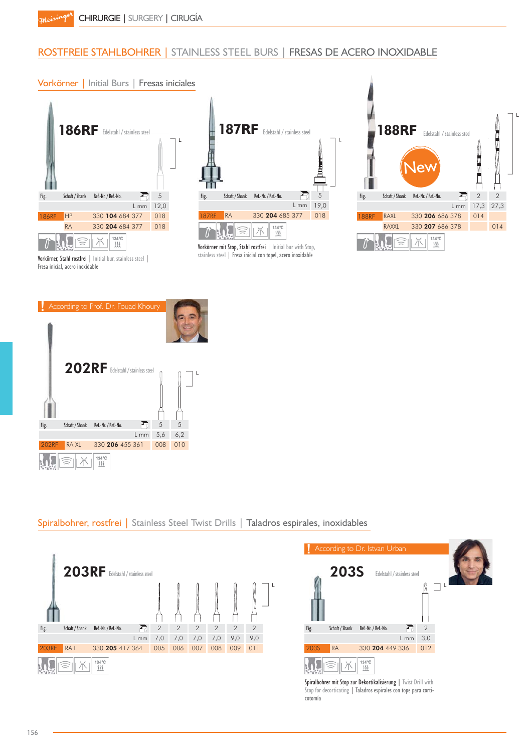# ROSTFREIE STAHLBOHRER | STAINLESS STEEL BURS | FRESAS DE ACERO INOXIDABLE

## Vorkörner | Initial Burs | Fresas iniciales

### 186RF

Edelstahl / stainless steel

| Fig. | Schaft / Shank | Ref.-Nr. / Ref.-No. | 5 |
|---|---|---|---|
| | | L mm | 12,0 |
| 186RF | HP | 330 **104** 684 377 | 018 |
| | RA | 330 **204** 684 377 | 018 |

134 °C

Vorkörner, Stahl rostfrei | Initial bur, stainless steel | Fresa inicial, acero inoxidable

### 187RF

Edelstahl / stainless steel

| Fig. | Schaft / Shank | Ref.-Nr. / Ref.-No. | 5 |
|---|---|---|---|
| | | L mm | 19,0 |
| 187RF | RA | 330 **204** 685 377 | 018 |

134 °C

Vorkörner mit Stop, Stahl rostfrei | Initial bur with Stop, stainless steel | Fresa inicial con topel, acero inoxidable

### 188RF

Edelstahl / stainless steel

New

| Fig. | Schaft / Shank | Ref.-Nr. / Ref.-No. | 2 | 2 |
|---|---|---|---|---|
| | | L mm | 17,3 | 27,3 |
| 188RF | RAXL | 330 **206** 686 378 | 014 | |
| | RAXXL | 330 **207** 686 378 | | 014 |

134 °C

According to Prof. Dr. Fouad Khoury

### 202RF

Edelstahl / stainless steel

| Fig. | Schaft / Shank | Ref.-Nr. / Ref.-No. | 5 | 5 |
|---|---|---|---|---|
| | | L mm | 5,6 | 6,2 |
| 202RF | RA XL | 330 **206** 455 361 | 008 | 010 |

134 °C

## Spiralbohrer, rostfrei | Stainless Steel Twist Drills | Taladros espirales, inoxidables

### 203RF

Edelstahl / stainless steel

| Fig. | Schaft / Shank | Ref.-Nr. / Ref.-No. | 2 | 2 | 2 | 2 | 2 | 2 |
|---|---|---|---|---|---|---|---|---|
| | | L mm | 7,0 | 7,0 | 7,0 | 7,0 | 9,0 | 9,0 |
| 203RF | RA L | 330 **205** 417 364 | 005 | 006 | 007 | 008 | 009 | 011 |

134 °C

According to Dr. Istvan Urban

### 203S

Edelstahl / stainless steel

| Fig. | Schaft / Shank | Ref.-Nr. / Ref.-No. | 2 |
|---|---|---|---|
| | | L mm | 3,0 |
| 203S | RA | 330 **204** 449 336 | 012 |

134 °C

Spiralbohrer mit Stop zur Dekortikalisierung | Twist Drill with Stop for decorticating | Taladros espirales con tope para corticotomía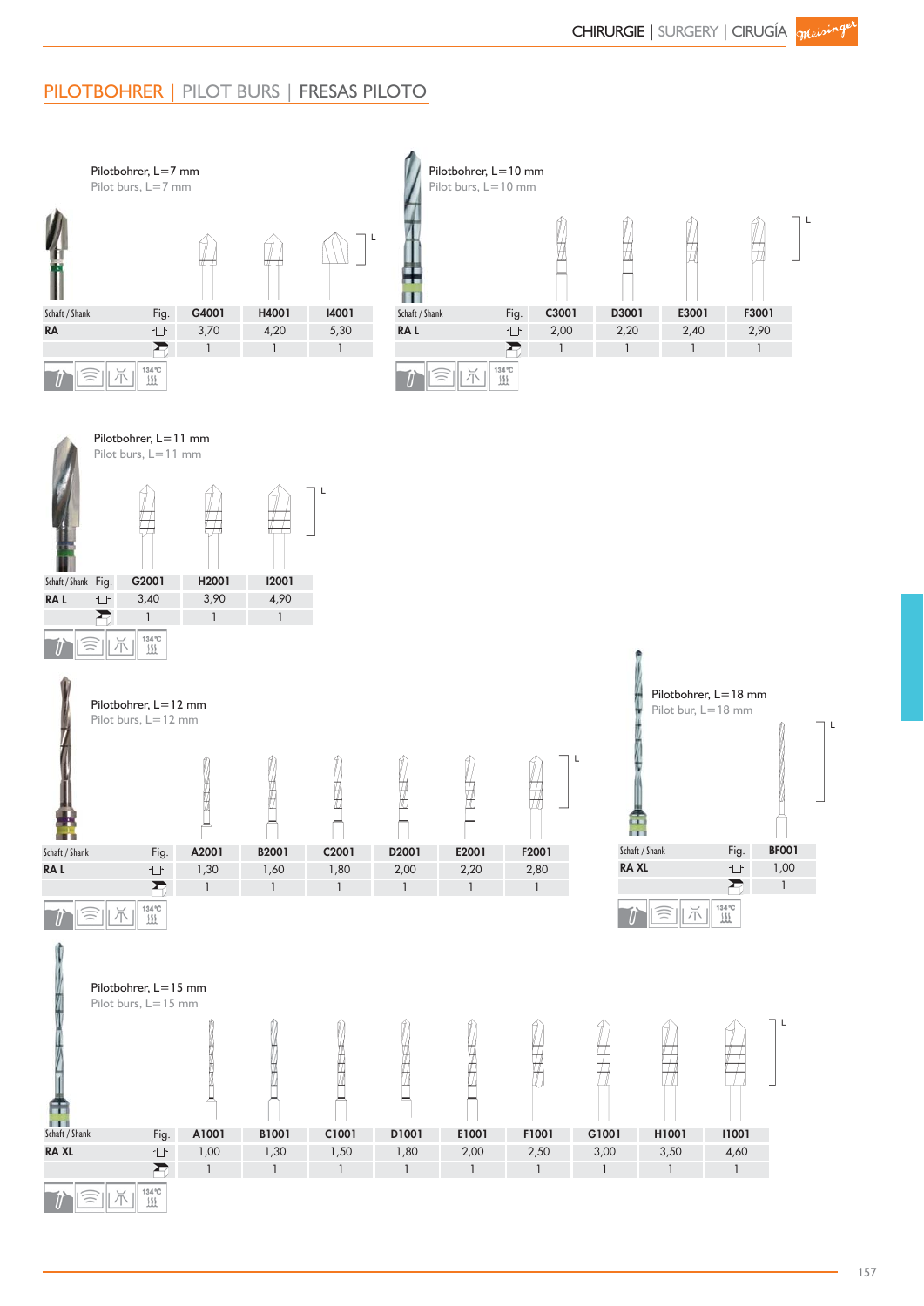## PILOTBOHRER | PILOT BURS | FRESAS PILOTO

### Pilotbohrer, L=7 mm
Pilot burs, L=7 mm

| Schaft / Shank | Fig. | G4001 | H4001 | I4001 |
|---|---|---|---|---|
| RA | | 3,70 | 4,20 | 5,30 |
| | | 1 | 1 | 1 |

134 °C

### Pilotbohrer, L=10 mm
Pilot burs, L=10 mm

| Schaft / Shank | Fig. | C3001 | D3001 | E3001 | F3001 |
|---|---|---|---|---|---|
| RA L | | 2,00 | 2,20 | 2,40 | 2,90 |
| | | 1 | 1 | 1 | 1 |

134 °C

### Pilotbohrer, L=11 mm
Pilot burs, L=11 mm

| Schaft / Shank | Fig. | G2001 | H2001 | I2001 |
|---|---|---|---|---|
| RA L | | 3,40 | 3,90 | 4,90 |
| | | 1 | 1 | 1 |

134 °C

### Pilotbohrer, L=12 mm
Pilot burs, L=12 mm

| Schaft / Shank | Fig. | A2001 | B2001 | C2001 | D2001 | E2001 | F2001 |
|---|---|---|---|---|---|---|---|
| RA | | 1,30 | 1,60 | 1,80 | 2,00 | 2,20 | 2,80 |
| | | 1 | 1 | 1 | 1 | 1 | 1 |

134 °C

### Pilotbohrer, L=18 mm
Pilot bur, L=18 mm

| Schaft / Shank | Fig. | BF001 |
|---|---|---|
| RA XL | | 1,00 |
| | | 1 |

134 °C

### Pilotbohrer, L=15 mm
Pilot burs, L=15 mm

| Schaft / Shank | Fig. | A1001 | B1001 | C1001 | D1001 | E1001 | F1001 | G1001 | H1001 | I1001 |
|---|---|---|---|---|---|---|---|---|---|---|
| RA XL | | 1,00 | 1,30 | 1,50 | 1,80 | 2,00 | 2,50 | 3,00 | 3,50 | 4,60 |
| | | 1 | 1 | 1 | 1 | 1 | 1 | 1 | 1 | 1 |

134 °C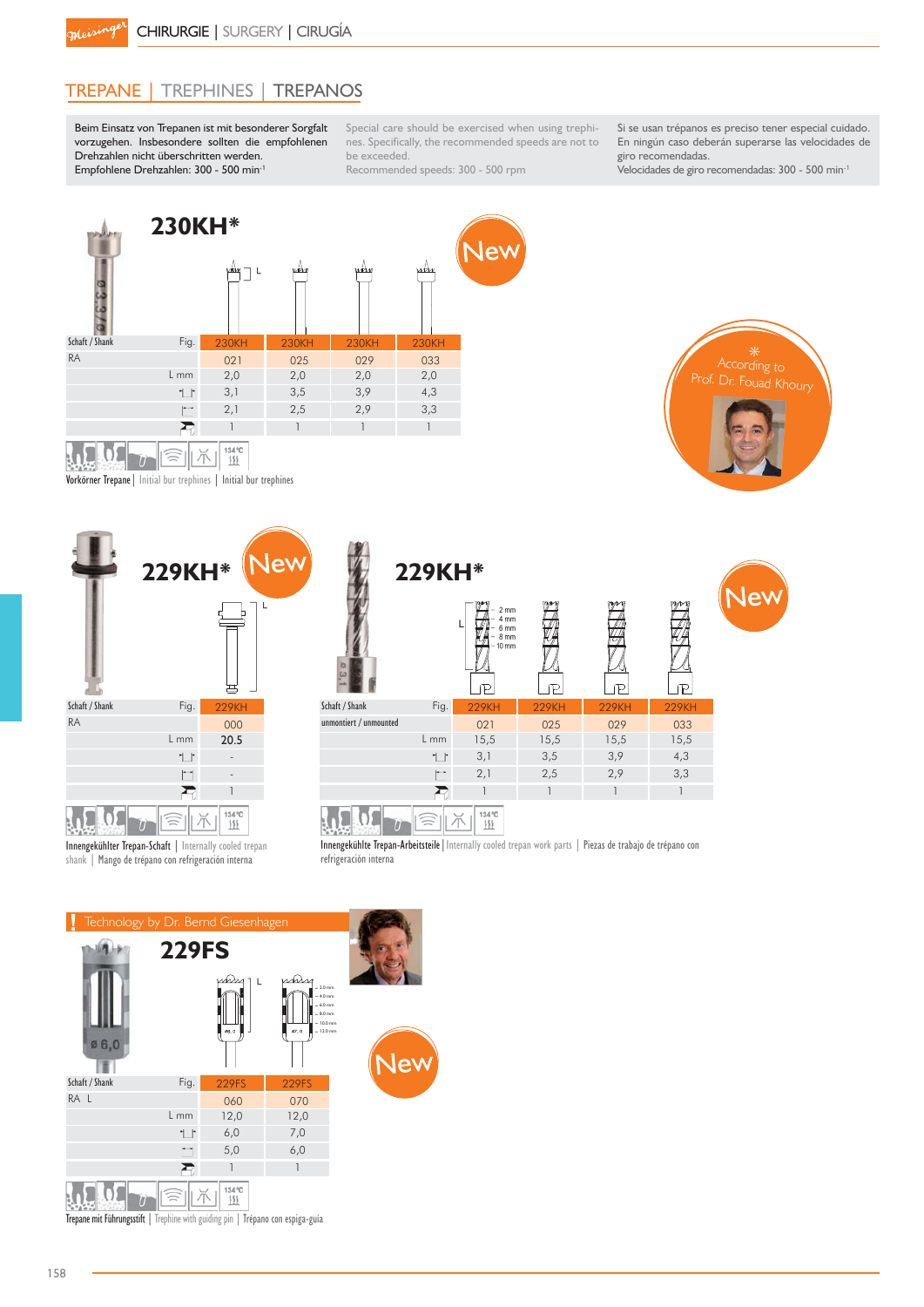# TREPANE | TREPHINES | TREPANOS

Beim Einsatz von Trepanen ist mit besonderer Sorgfalt vorzugehen. Insbesondere sollten die empfohlenen Drehzahlen nicht überschritten werden.
Empfohlene Drehzahlen: 300 - 500 min-1

Special care should be exercised when using trephines. Specifically, the recommended speeds are not to be exceeded.
Recommended speeds: 300 - 500 rpm

Si se usan trépanos es preciso tener especial cuidado. En ningún caso deberán superarse las velocidades de giro recomendadas.
Velocidades de giro recomendadas: 300 - 500 min-1

## 230KH*

New

| Schaft / Shank | Fig. | 230KH | 230KH | 230KH | 230KH |
|---|---|---|---|---|---|
| RA | | 021 | 025 | 029 | 033 |
| | L mm | 2,0 | 2,0 | 2,0 | 2,0 |
| | | 3,1 | 3,5 | 3,9 | 4,3 |
| | | 2,1 | 2,5 | 2,9 | 3,3 |
| | | 1 | 1 | 1 | 1 |

134°C

Vorkörner Trepane | Initial bur trephines | Initial bur trephines

* According to Prof. Dr. Fouad Khoury

## 229KH*

New

| Schaft / Shank | Fig. | 229KH |
|---|---|---|
| RA | | 000 |
| | L mm | 20.5 |
| | | - |
| | | - |
| | | 1 |

134°C

Innengekühlter Trepan-Schaft | Internally cooled trepan shank | Mango de trépano con refrigeración interna

## 229KH*

New

2 mm, 4 mm, 6 mm, 8 mm, 10 mm

| Schaft / Shank | Fig. | 229KH | 229KH | 229KH | 229KH |
|---|---|---|---|---|---|
| unmontiert / unmounted | | 021 | 025 | 029 | 033 |
| | L mm | 15,5 | 15,5 | 15,5 | 15,5 |
| | | 3,1 | 3,5 | 3,9 | 4,3 |
| | | 2,1 | 2,5 | 2,9 | 3,3 |
| | | 1 | 1 | 1 | 1 |

134°C

Innengekühlte Trepan-Arbeitsteile | Internally cooled trepan work parts | Piezas de trabajo de trépano con refrigeración interna

! Technology by Dr. Bernd Giesenhagen

## 229FS

New

3,0 mm, 4,0 mm, 6,0 mm, 8,0 mm, 10,0 mm, 12,0 mm

| Schaft / Shank | Fig. | 229FS | 229FS |
|---|---|---|---|
| RA L | | 060 | 070 |
| | L mm | 12,0 | 12,0 |
| | | 6,0 | 7,0 |
| | | 5,0 | 6,0 |
| | | 1 | 1 |

134°C

Trepane mit Führungsstift | Trephine with guiding pin | Trépano con espiga-guía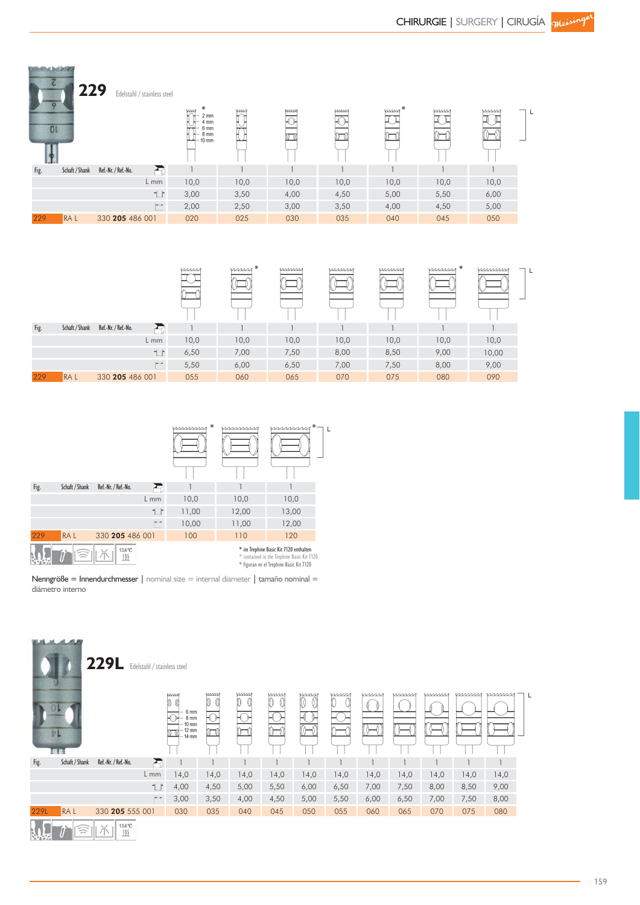## 229 Edelstahl / stainless steel

| Fig. | Schaft / Shank | Ref.-Nr. / Ref.-No. | | | | | | | |
|---|---|---|---|---|---|---|---|---|---|
| | | | 1 | 1 | 1 | 1 | 1 | 1 | 1 |
| | | L mm | 10,0 | 10,0 | 10,0 | 10,0 | 10,0 | 10,0 | 10,0 |
| | | | 3,00 | 3,50 | 4,00 | 4,50 | 5,00 | 5,50 | 6,00 |
| | | | 2,00 | 2,50 | 3,00 | 3,50 | 4,00 | 4,50 | 5,00 |
| 229 | RA L | 330 **205** 486 001 | 020 | 025 | 030 | 035 | 040* | 045 | 050 |

| Fig. | Schaft / Shank | Ref.-Nr. / Ref.-No. | | | | | | | |
|---|---|---|---|---|---|---|---|---|---|
| | | | 1 | 1 | 1 | 1 | 1 | 1 | 1 |
| | | L mm | 10,0 | 10,0 | 10,0 | 10,0 | 10,0 | 10,0 | 10,0 |
| | | | 6,50 | 7,00 | 7,50 | 8,00 | 8,50 | 9,00 | 10,00 |
| | | | 5,50 | 6,00 | 6,50 | 7,00 | 7,50 | 8,00 | 9,00 |
| 229 | RA L | 330 **205** 486 001 | 055 | 060* | 065 | 070 | 075 | 080* | 090 |

| Fig. | Schaft / Shank | Ref.-Nr. / Ref.-No. | | | |
|---|---|---|---|---|---|
| | | | 1 | 1 | 1 |
| | | L mm | 10,0 | 10,0 | 10,0 |
| | | | 11,00 | 12,00 | 13,00 |
| | | | 10,00 | 11,00 | 12,00 |
| 229 | RA L | 330 **205** 486 001 | 100* | 110 | 120* |

134 °C

* im Trephine Basic Kit 7120 enthalten
* contained in the Trephine Basic Kit 7120
* figuran en el Trephine Basic Kit 7120

Nenngröße = Innendurchmesser | nominal size = internal diameter | tamaño nominal = diámetro interno

## 229L Edelstahl / stainless steel

| Fig. | Schaft / Shank | Ref.-Nr. / Ref.-No. | | | | | | | | | | | |
|---|---|---|---|---|---|---|---|---|---|---|---|---|---|
| | | | 1 | 1 | 1 | 1 | 1 | 1 | 1 | 1 | 1 | 1 | 1 |
| | | L mm | 14,0 | 14,0 | 14,0 | 14,0 | 14,0 | 14,0 | 14,0 | 14,0 | 14,0 | 14,0 | 14,0 |
| | | | 4,00 | 4,50 | 5,00 | 5,50 | 6,00 | 6,50 | 7,00 | 7,50 | 8,00 | 8,50 | 9,00 |
| | | | 3,00 | 3,50 | 4,00 | 4,50 | 5,00 | 5,50 | 6,00 | 6,50 | 7,00 | 7,50 | 8,00 |
| 229L | RA L | 330 **205** 555 001 | 030 | 035 | 040 | 045 | 050 | 055 | 060 | 065 | 070 | 075 | 080 |

134 °C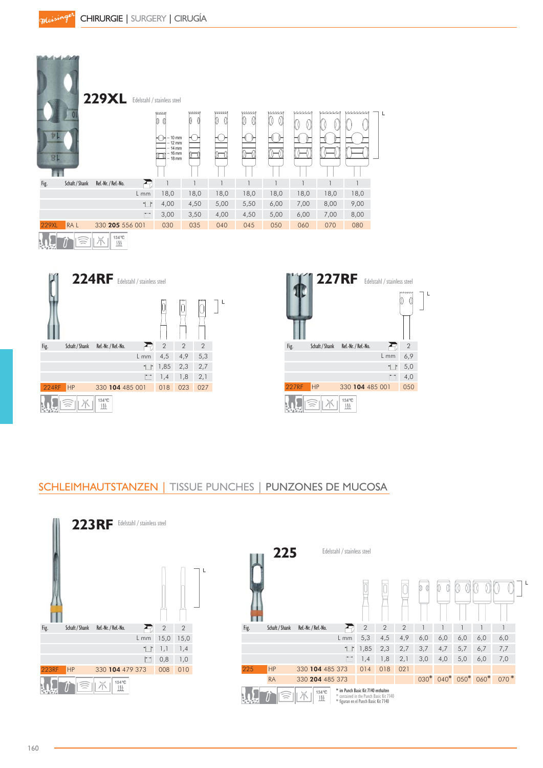## 229XL

Edelstahl / stainless steel

10 mm – 12 mm – 14 mm – 16 mm – 18 mm

| Fig. | Schaft / Shank | Ref.-Nr. / Ref.-No. | | | | | | | | |
|---|---|---|---|---|---|---|---|---|---|---|
| | | | 1 | 1 | 1 | 1 | 1 | 1 | 1 | 1 |
| | | L mm | 18,0 | 18,0 | 18,0 | 18,0 | 18,0 | 18,0 | 18,0 | 18,0 |
| | | | 4,00 | 4,50 | 5,00 | 5,50 | 6,00 | 7,00 | 8,00 | 9,00 |
| | | | 3,00 | 3,50 | 4,00 | 4,50 | 5,00 | 6,00 | 7,00 | 8,00 |
| 229XL | RA L | 330 **205** 556 001 | 030 | 035 | 040 | 045 | 050 | 060 | 070 | 080 |

134 °C

## 224RF

Edelstahl / stainless steel

| Fig. | Schaft / Shank | Ref.-Nr. / Ref.-No. | | | |
|---|---|---|---|---|---|
| | | | 2 | 2 | 2 |
| | | L mm | 4,5 | 4,9 | 5,3 |
| | | | 1,85 | 2,3 | 2,7 |
| | | | 1,4 | 1,8 | 2,1 |
| 224RF | HP | 330 **104** 485 001 | 018 | 023 | 027 |

134 °C

## 227RF

Edelstahl / stainless steel

| Fig. | Schaft / Shank | Ref.-Nr. / Ref.-No. | |
|---|---|---|---|
| | | | 2 |
| | | L mm | 6,9 |
| | | | 5,0 |
| | | | 4,0 |
| 227RF | HP | 330 **104** 485 001 | 050 |

134 °C

# SCHLEIMHAUTSTANZEN | TISSUE PUNCHES | PUNZONES DE MUCOSA

## 223RF

Edelstahl / stainless steel

| Fig. | Schaft / Shank | Ref.-Nr. / Ref.-No. | | |
|---|---|---|---|---|
| | | | 2 | 2 |
| | | L mm | 15,0 | 15,0 |
| | | | 1,1 | 1,4 |
| | | | 0,8 | 1,0 |
| 223RF | HP | 330 **104** 479 373 | 008 | 010 |

134 °C

## 225

Edelstahl / stainless steel

| Fig. | Schaft / Shank | Ref.-Nr. / Ref.-No. | | | | | | | | |
|---|---|---|---|---|---|---|---|---|---|---|
| | | | 2 | 2 | 2 | 1 | 1 | 1 | 1 | 1 |
| | | L mm | 5,3 | 4,5 | 4,9 | 6,0 | 6,0 | 6,0 | 6,0 | 6,0 |
| | | | 1,85 | 2,3 | 2,7 | 3,7 | 4,7 | 5,7 | 6,7 | 7,7 |
| | | | 1,4 | 1,8 | 2,1 | 3,0 | 4,0 | 5,0 | 6,0 | 7,0 |
| 225 | HP | 330 **104** 485 373 | 014 | 018 | 021 | | | | | |
| | RA | 330 **204** 485 373 | | | | 030* | 040* | 050* | 060* | 070* |

134 °C

* im Punch Basic Kit 7140 enthalten
* contained in the Punch Basic Kit 7140
* figuran en el Punch Basic Kit 7140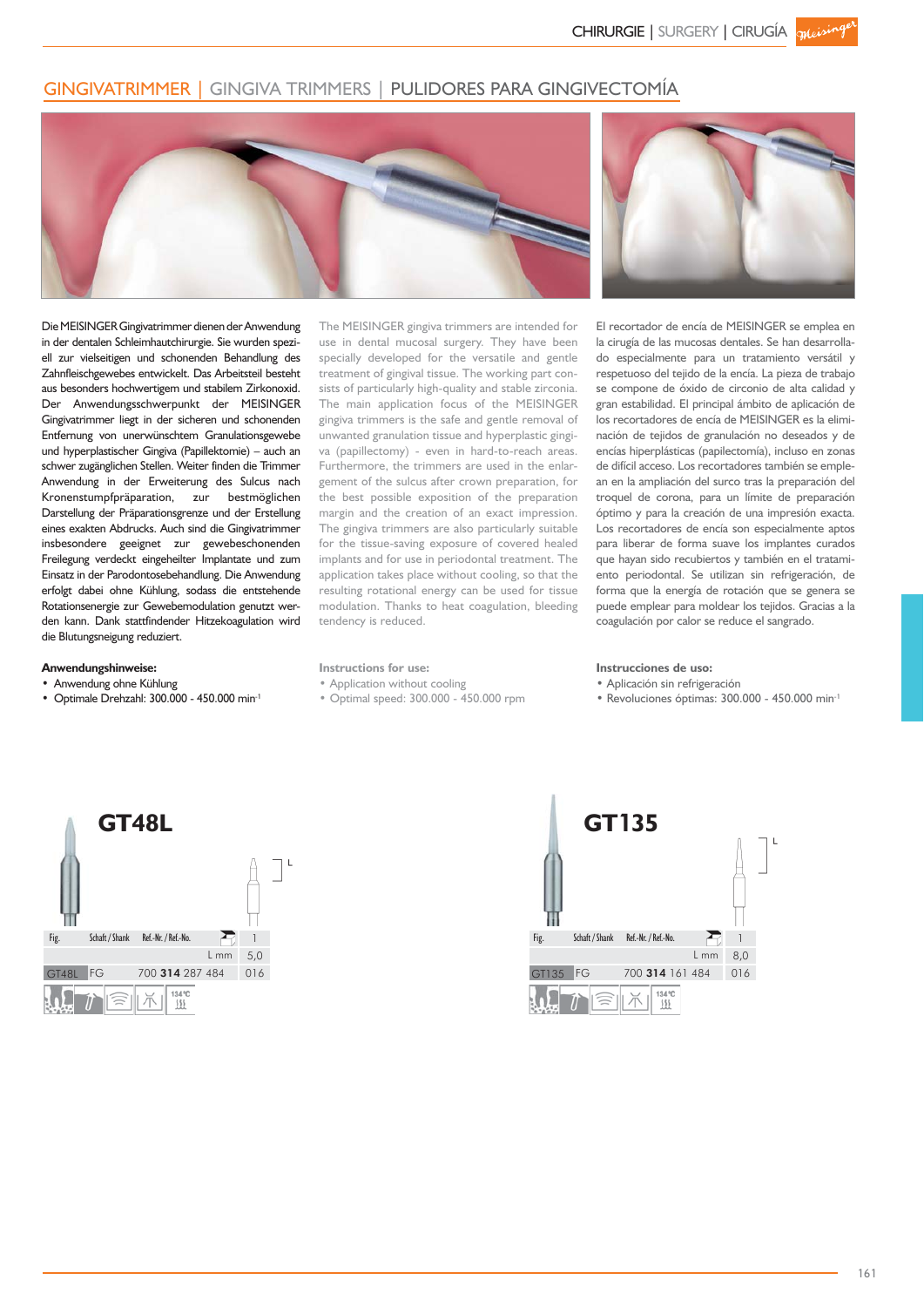# GINGIVATRIMMER | GINGIVA TRIMMERS | PULIDORES PARA GINGIVECTOMÍA

Die MEISINGER Gingivatrimmer dienen der Anwendung in der dentalen Schleimhautchirurgie. Sie wurden speziell zur vielseitigen und schonenden Behandlung des Zahnfleischgewebes entwickelt. Das Arbeitsteil besteht aus besonders hochwertigem und stabilem Zirkonoxid. Der Anwendungsschwerpunkt der MEISINGER Gingivatrimmer liegt in der sicheren und schonenden Entfernung von unerwünschtem Granulationsgewebe und hyperplastischer Gingiva (Papillektomie) – auch an schwer zugänglichen Stellen. Weiter finden die Trimmer Anwendung in der Erweiterung des Sulcus nach Kronenstumpfpräparation, zur bestmöglichen Darstellung der Präparationsgrenze und der Erstellung eines exakten Abdrucks. Auch sind die Gingivatrimmer insbesondere geeignet zur gewebeschonenden Freilegung verdeckt eingeheilter Implantate und zum Einsatz in der Parodontosebehandlung. Die Anwendung erfolgt dabei ohne Kühlung, sodass die entstehende Rotationsenergie zur Gewebemodulation genutzt werden kann. Dank stattfindender Hitzekoagulation wird die Blutungsneigung reduziert.

**Anwendungshinweise:**
- Anwendung ohne Kühlung
- Optimale Drehzahl: 300.000 - 450.000 min$^{-1}$

The MEISINGER gingiva trimmers are intended for use in dental mucosal surgery. They have been specially developed for the versatile and gentle treatment of gingival tissue. The working part consists of particularly high-quality and stable zirconia. The main application focus of the MEISINGER gingiva trimmers is the safe and gentle removal of unwanted granulation tissue and hyperplastic gingiva (papillectomy) - even in hard-to-reach areas. Furthermore, the trimmers are used in the enlargement of the sulcus after crown preparation, for the best possible exposition of the preparation margin and the creation of an exact impression. The gingiva trimmers are also particularly suitable for the tissue-saving exposure of covered healed implants and for use in periodontal treatment. The application takes place without cooling, so that the resulting rotational energy can be used for tissue modulation. Thanks to heat coagulation, bleeding tendency is reduced.

**Instructions for use:**
- Application without cooling
- Optimal speed: 300.000 - 450.000 rpm

El recortador de encía de MEISINGER se emplea en la cirugía de las mucosas dentales. Se han desarrollado especialmente para un tratamiento versátil y respetuoso del tejido de la encía. La pieza de trabajo se compone de óxido de circonio de alta calidad y gran estabilidad. El principal ámbito de aplicación de los recortadores de encía de MEISINGER es la eliminación de tejidos de granulación no deseados y de encías hiperplásticas (papilectomía), incluso en zonas de difícil acceso. Los recortadores también se emplean en la ampliación del surco tras la preparación del troquel de corona, para un límite de preparación óptimo y para la creación de una impresión exacta. Los recortadores de encía son especialmente aptos para liberar de forma suave los implantes curados que hayan sido recubiertos y también en el tratamiento periodontal. Se utilizan sin refrigeración, de forma que la energía de rotación que se genera se puede emplear para moldear los tejidos. Gracias a la coagulación por calor se reduce el sangrado.

**Instrucciones de uso:**
- Aplicación sin refrigeración
- Revoluciones óptimas: 300.000 - 450.000 min$^{-1}$

## GT48L

| Fig. | Schaft / Shank | Ref.-Nr. / Ref.-No. | 1 |
|---|---|---|---|
| | | L mm | 5,0 |
| GT48L | FG | 700 **314** 287 484 | 016 |

## GT135

| Fig. | Schaft / Shank | Ref.-Nr. / Ref.-No. | 1 |
|---|---|---|---|
| | | L mm | 8,0 |
| GT135 | FG | 700 **314** 161 484 | 016 |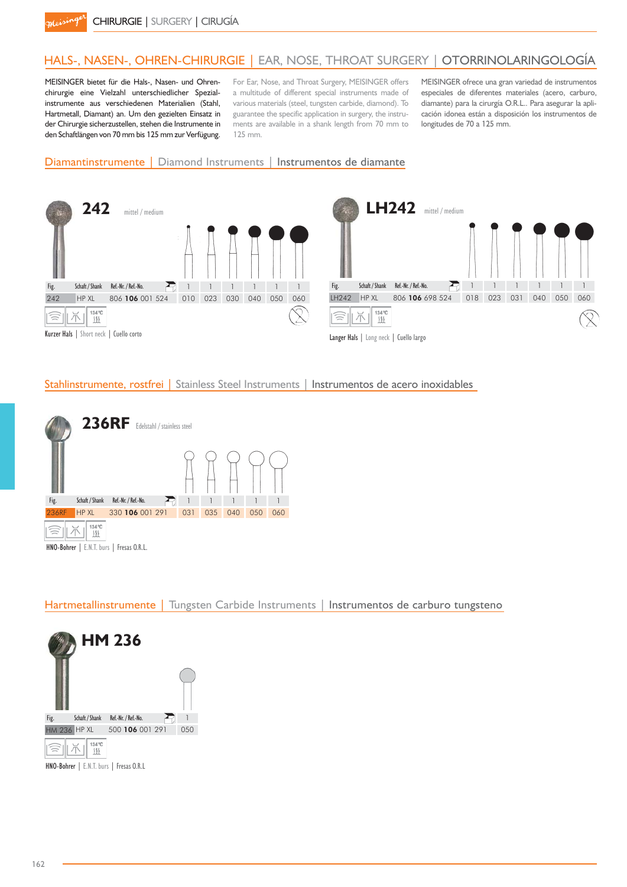# HALS-, NASEN-, OHREN-CHIRURGIE | EAR, NOSE, THROAT SURGERY | OTORRINOLARINGOLOGÍA

MEISINGER bietet für die Hals-, Nasen- und Ohrenchirurgie eine Vielzahl unterschiedlicher Spezialinstrumente aus verschiedenen Materialien (Stahl, Hartmetall, Diamant) an. Um den gezielten Einsatz in der Chirurgie sicherzustellen, stehen die Instrumente in den Schaftlängen von 70 mm bis 125 mm zur Verfügung.

For Ear, Nose, and Throat Surgery, MEISINGER offers a multitude of different special instruments made of various materials (steel, tungsten carbide, diamond). To guarantee the specific application in surgery, the instruments are available in a shank length from 70 mm to 125 mm.

MEISINGER ofrece una gran variedad de instrumentos especiales de diferentes materiales (acero, carburo, diamante) para la cirurgía O.R.L.. Para asegurar la aplicación idonea están a disposición los instrumentos de longitudes de 70 a 125 mm.

## Diamantinstrumente | Diamond Instruments | Instrumentos de diamante

### 242

mittel / medium

| Fig. | Schaft / Shank | Ref.-Nr. / Ref.-No. | | | | | | |
|---|---|---|---|---|---|---|---|---|
| | | | 1 | 1 | 1 | 1 | 1 | 1 |
| 242 | HP XL | 806 **106** 001 524 | 010 | 023 | 030 | 040 | 050 | 060 |

134°C

Kurzer Hals | Short neck | Cuello corto

### LH242

mittel / medium

| Fig. | Schaft / Shank | Ref.-Nr. / Ref.-No. | | | | | | |
|---|---|---|---|---|---|---|---|---|
| | | | 1 | 1 | 1 | 1 | 1 | 1 |
| LH242 | HP XL | 806 **106** 698 524 | 018 | 023 | 031 | 040 | 050 | 060 |

134°C

Langer Hals | Long neck | Cuello largo

## Stahlinstrumente, rostfrei | Stainless Steel Instruments | Instrumentos de acero inoxidables

### 236RF

Edelstahl / stainless steel

| Fig. | Schaft / Shank | Ref.-Nr. / Ref.-No. | | | | | |
|---|---|---|---|---|---|---|---|
| | | | 1 | 1 | 1 | 1 | 1 |
| 236RF | HP XL | 330 **106** 001 291 | 031 | 035 | 040 | 050 | 060 |

134°C

HNO-Bohrer | E.N.T. burs | Fresas O.R.L.

## Hartmetallinstrumente | Tungsten Carbide Instruments | Instrumentos de carburo tungsteno

### HM 236

| Fig. | Schaft / Shank | Ref.-Nr. / Ref.-No. | |
|---|---|---|---|
| | | | 1 |
| HM 236 | HP XL | 500 **106** 001 291 | 050 |

134°C

HNO-Bohrer | E.N.T. burs | Fresas O.R.L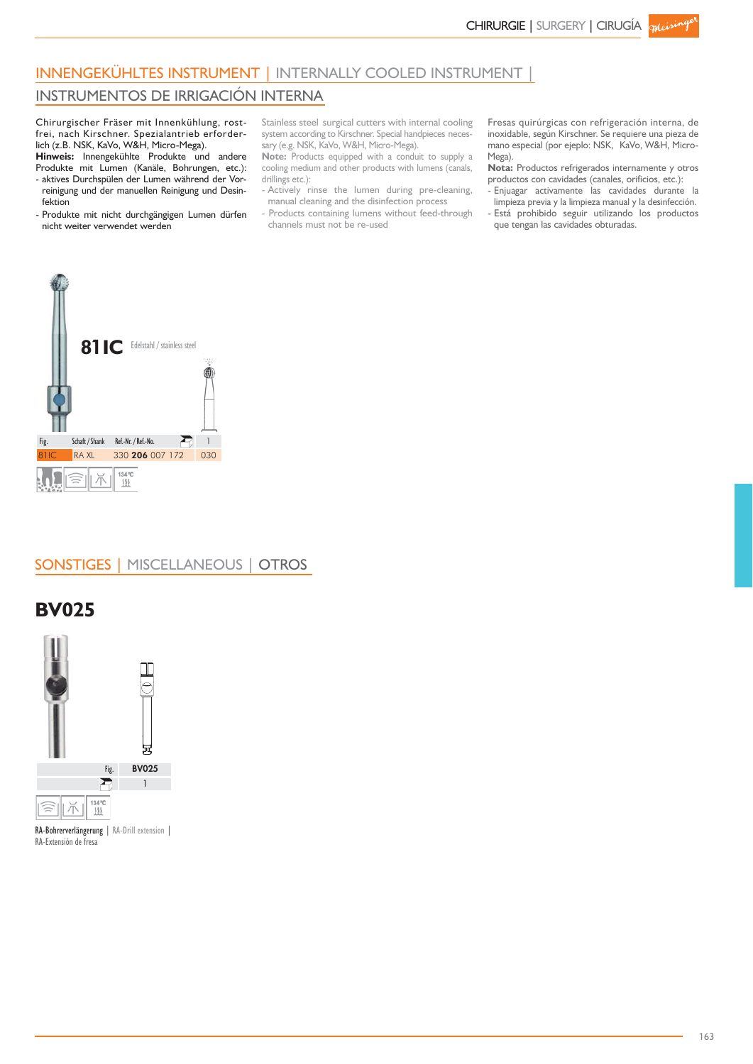## INNENGEKÜHLTES INSTRUMENT | INTERNALLY COOLED INSTRUMENT | INSTRUMENTOS DE IRRIGACIÓN INTERNA

Chirurgischer Fräser mit Innenkühlung, rostfrei, nach Kirschner. Spezialantrieb erforderlich (z.B. NSK, KaVo, W&H, Micro-Mega).
**Hinweis:** Innengekühlte Produkte und andere Produkte mit Lumen (Kanäle, Bohrungen, etc.):
- aktives Durchspülen der Lumen während der Vorreinigung und der manuellen Reinigung und Desinfektion
- Produkte mit nicht durchgängigen Lumen dürfen nicht weiter verwendet werden

Stainless steel surgical cutters with internal cooling system according to Kirschner. Special handpieces necessary (e.g. NSK, KaVo, W&H, Micro-Mega).
**Note:** Products equipped with a conduit to supply a cooling medium and other products with lumens (canals, drillings etc.):
- Actively rinse the lumen during pre-cleaning, manual cleaning and the disinfection process
- Products containing lumens without feed-through channels must not be re-used

Fresas quirúrgicas con refrigeración interna, de inoxidable, según Kirschner. Se requiere una pieza de mano especial (por ejeplo: NSK, KaVo, W&H, Micro-Mega).
**Nota:** Productos refrigerados internamente y otros productos con cavidades (canales, orificios, etc.):
- Enjuagar activamente las cavidades durante la limpieza previa y la limpieza manual y la desinfección.
- Está prohibido seguir utilizando los productos que tengan las cavidades obturadas.

### 81IC

Edelstahl / stainless steel

| Fig. | Schaft / Shank | Ref.-Nr. / Ref.-No. | | 1 |
|---|---|---|---|---|
| 81IC | RA XL | 330 **206** 007 172 | | 030 |

134°C

## SONSTIGES | MISCELLANEOUS | OTROS

### BV025

| Fig. | BV025 |
|---|---|
| | 1 |

134°C

RA-Bohrerverlängerung | RA-Drill extension | RA-Extensión de fresa